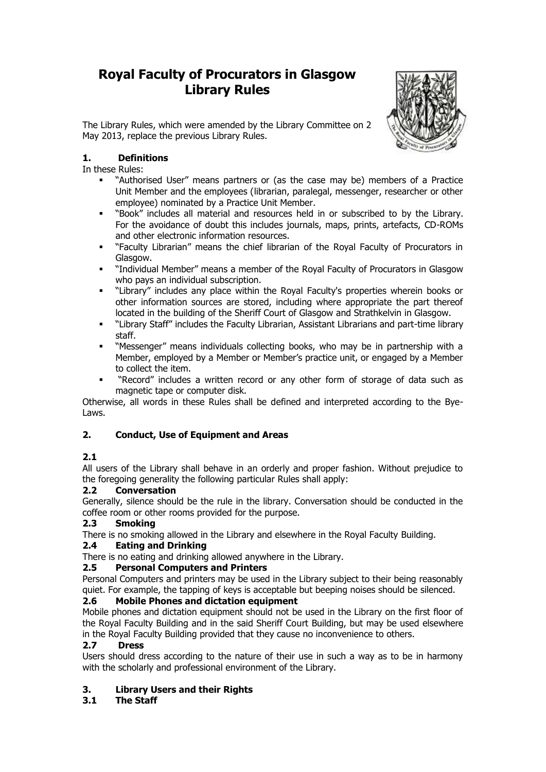# Royal Faculty of Procurators in Glasgow Library Rules

The Library Rules, which were amended by the Library Committee on 2 May 2013, replace the previous Library Rules.

## 1. Definitions

In these Rules:

- "Authorised User" means partners or (as the case may be) members of a Practice Unit Member and the employees (librarian, paralegal, messenger, researcher or other employee) nominated by a Practice Unit Member.
- "Book" includes all material and resources held in or subscribed to by the Library. For the avoidance of doubt this includes journals, maps, prints, artefacts, CD-ROMs and other electronic information resources.
- "Faculty Librarian" means the chief librarian of the Royal Faculty of Procurators in Glasgow.
- "Individual Member" means a member of the Royal Faculty of Procurators in Glasgow who pays an individual subscription.
- "Library" includes any place within the Royal Faculty's properties wherein books or other information sources are stored, including where appropriate the part thereof located in the building of the Sheriff Court of Glasgow and Strathkelvin in Glasgow.
- "Library Staff" includes the Faculty Librarian, Assistant Librarians and part-time library staff.
- "Messenger" means individuals collecting books, who may be in partnership with a Member, employed by a Member or Member's practice unit, or engaged by a Member to collect the item.
- "Record" includes a written record or any other form of storage of data such as magnetic tape or computer disk.

Otherwise, all words in these Rules shall be defined and interpreted according to the Bye-Laws.

## 2. Conduct, Use of Equipment and Areas

### 2.1

All users of the Library shall behave in an orderly and proper fashion. Without prejudice to the foregoing generality the following particular Rules shall apply:

### 2.2 Conversation

Generally, silence should be the rule in the library. Conversation should be conducted in the coffee room or other rooms provided for the purpose.

### 2.3 Smoking

There is no smoking allowed in the Library and elsewhere in the Royal Faculty Building.

### 2.4 Eating and Drinking

There is no eating and drinking allowed anywhere in the Library.

### 2.5 Personal Computers and Printers

Personal Computers and printers may be used in the Library subject to their being reasonably quiet. For example, the tapping of keys is acceptable but beeping noises should be silenced.

### 2.6 Mobile Phones and dictation equipment

Mobile phones and dictation equipment should not be used in the Library on the first floor of the Royal Faculty Building and in the said Sheriff Court Building, but may be used elsewhere in the Royal Faculty Building provided that they cause no inconvenience to others.

### 2.7 Dress

Users should dress according to the nature of their use in such a way as to be in harmony with the scholarly and professional environment of the Library.

## 3. Library Users and their Rights

### 3.1 The Staff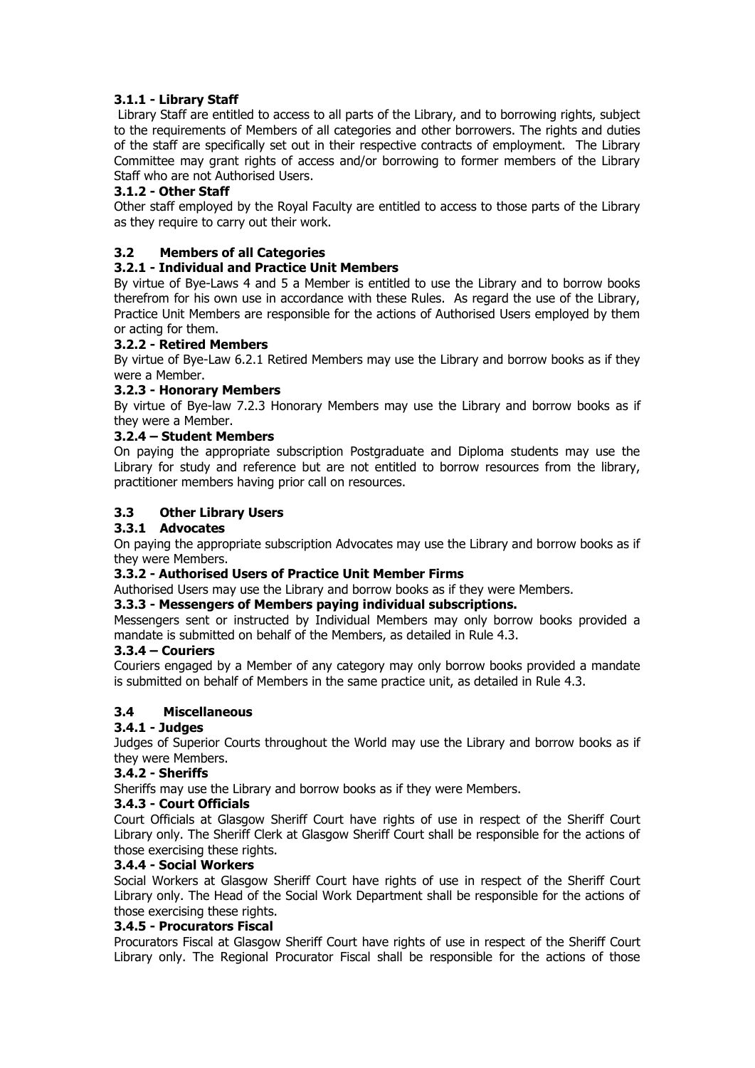#### 3.1.1 - Library Staff

Library Staff are entitled to access to all parts of the Library, and to borrowing rights, subject to the requirements of Members of all categories and other borrowers. The rights and duties of the staff are specifically set out in their respective contracts of employment. The Library Committee may grant rights of access and/or borrowing to former members of the Library Staff who are not Authorised Users.

#### 3.1.2 - Other Staff

Other staff employed by the Royal Faculty are entitled to access to those parts of the Library as they require to carry out their work.

### 3.2 Members of all Categories

#### 3.2.1 - Individual and Practice Unit Members

By virtue of Bye-Laws 4 and 5 a Member is entitled to use the Library and to borrow books therefrom for his own use in accordance with these Rules. As regard the use of the Library, Practice Unit Members are responsible for the actions of Authorised Users employed by them or acting for them.

#### 3.2.2 - Retired Members

By virtue of Bye-Law 6.2.1 Retired Members may use the Library and borrow books as if they were a Member.

#### 3.2.3 - Honorary Members

By virtue of Bye-law 7.2.3 Honorary Members may use the Library and borrow books as if they were a Member.

#### 3.2.4 – Student Members

On paying the appropriate subscription Postgraduate and Diploma students may use the Library for study and reference but are not entitled to borrow resources from the library, practitioner members having prior call on resources.

### 3.3 Other Library Users

#### 3.3.1 Advocates

On paying the appropriate subscription Advocates may use the Library and borrow books as if they were Members.

#### 3.3.2 - Authorised Users of Practice Unit Member Firms

Authorised Users may use the Library and borrow books as if they were Members.

#### 3.3.3 - Messengers of Members paying individual subscriptions.

Messengers sent or instructed by Individual Members may only borrow books provided a mandate is submitted on behalf of the Members, as detailed in Rule 4.3.

#### 3.3.4 – Couriers

Couriers engaged by a Member of any category may only borrow books provided a mandate is submitted on behalf of Members in the same practice unit, as detailed in Rule 4.3.

### 3.4 Miscellaneous

#### 3.4.1 - Judges

Judges of Superior Courts throughout the World may use the Library and borrow books as if they were Members.

#### 3.4.2 - Sheriffs

Sheriffs may use the Library and borrow books as if they were Members.

#### 3.4.3 - Court Officials

Court Officials at Glasgow Sheriff Court have rights of use in respect of the Sheriff Court Library only. The Sheriff Clerk at Glasgow Sheriff Court shall be responsible for the actions of those exercising these rights.

#### 3.4.4 - Social Workers

Social Workers at Glasgow Sheriff Court have rights of use in respect of the Sheriff Court Library only. The Head of the Social Work Department shall be responsible for the actions of those exercising these rights.

#### 3.4.5 - Procurators Fiscal

Procurators Fiscal at Glasgow Sheriff Court have rights of use in respect of the Sheriff Court Library only. The Regional Procurator Fiscal shall be responsible for the actions of those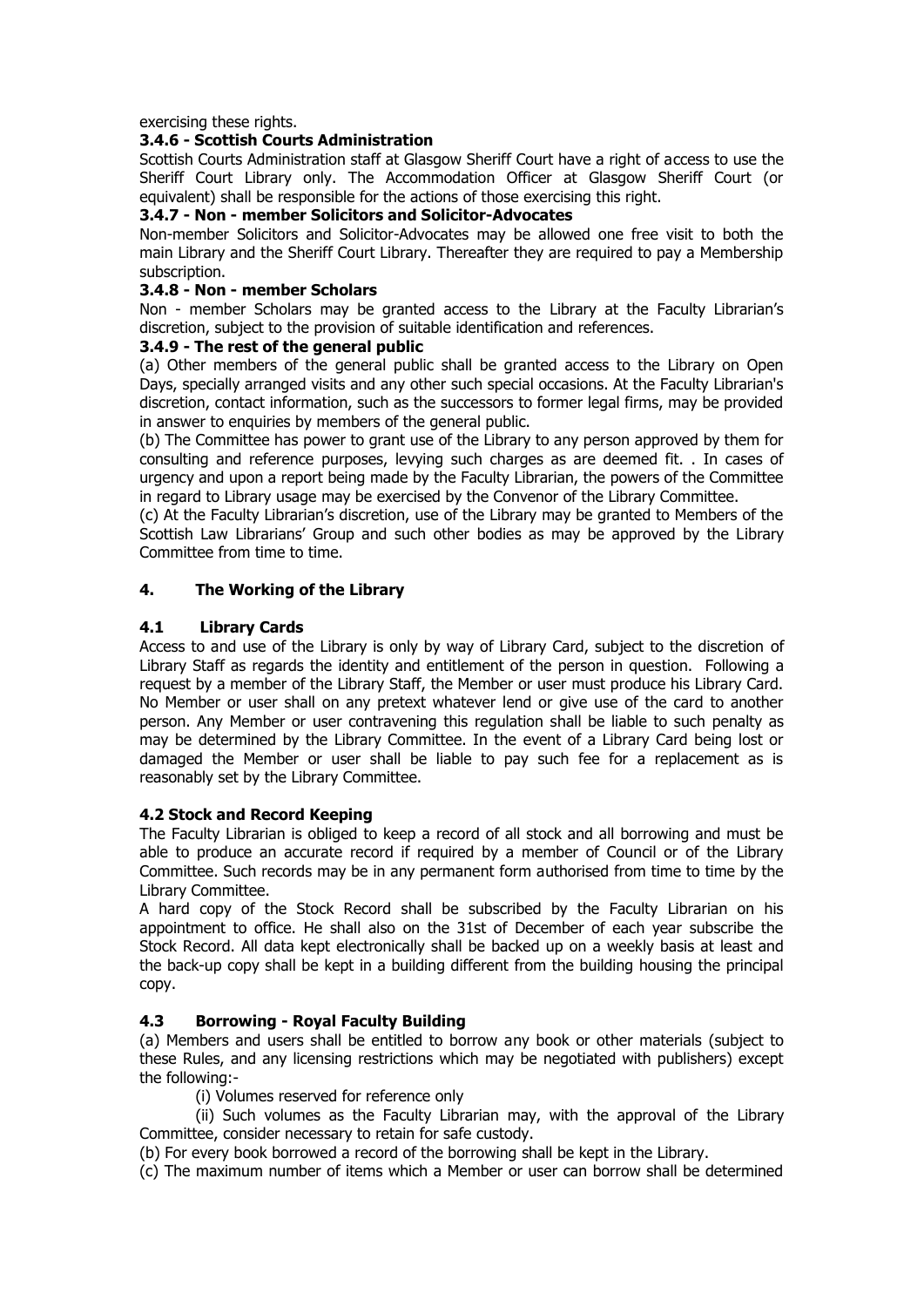exercising these rights.

**3.4.6 - Scottish Courts Administration**

Scottish Courts Administration staff at Glasgow Sheriff Court have a right of access to use the Sheriff Court Library only. The Accommodation Officer at Glasgow Sheriff Court (or equivalent) shall be responsible for the actions of those exercising this right.

**3.4.7 - Non - member Solicitors and Solicitor-Advocates**

Non-member Solicitors and Solicitor-Advocates may be allowed one free visit to both the main Library and the Sheriff Court Library. Thereafter they are required to pay a Membership subscription.

**3.4.8 - Non - member Scholars**

Non - member Scholars may be granted access to the Library at the Faculty Librarian's discretion, subject to the provision of suitable identification and references.

**3.4.9 - The rest of the general public**

(a) Other members of the general public shall be granted access to the Library on Open Days, specially arranged visits and any other such special occasions. At the Faculty Librarian's discretion, contact information, such as the successors to former legal firms, may be provided in answer to enquiries by members of the general public.

(b) The Committee has power to grant use of the Library to any person approved by them for consulting and reference purposes, levying such charges as are deemed fit. . In cases of urgency and upon a report being made by the Faculty Librarian, the powers of the Committee in regard to Library usage may be exercised by the Convenor of the Library Committee.

(c) At the Faculty Librarian's discretion, use of the Library may be granted to Members of the Scottish Law Librarians' Group and such other bodies as may be approved by the Library Committee from time to time.

## 4. The Working of the Library

### 4.1 Library Cards

Access to and use of the Library is only by way of Library Card, subject to the discretion of Library Staff as regards the identity and entitlement of the person in question. Following a request by a member of the Library Staff, the Member or user must produce his Library Card. No Member or user shall on any pretext whatever lend or give use of the card to another person. Any Member or user contravening this regulation shall be liable to such penalty as may be determined by the Library Committee. In the event of a Library Card being lost or damaged the Member or user shall be liable to pay such fee for a replacement as is reasonably set by the Library Committee.

### 4.2 Stock and Record Keeping

The Faculty Librarian is obliged to keep a record of all stock and all borrowing and must be able to produce an accurate record if required by a member of Council or of the Library Committee. Such records may be in any permanent form authorised from time to time by the Library Committee.

A hard copy of the Stock Record shall be subscribed by the Faculty Librarian on his appointment to office. He shall also on the 31st of December of each year subscribe the Stock Record. All data kept electronically shall be backed up on a weekly basis at least and the back-up copy shall be kept in a building different from the building housing the principal copy.

### 4.3 Borrowing - Royal Faculty Building

(a) Members and users shall be entitled to borrow any book or other materials (subject to these Rules, and any licensing restrictions which may be negotiated with publishers) except the following:-

(i) Volumes reserved for reference only

(ii) Such volumes as the Faculty Librarian may, with the approval of the Library Committee, consider necessary to retain for safe custody.

(b) For every book borrowed a record of the borrowing shall be kept in the Library.

(c) The maximum number of items which a Member or user can borrow shall be determined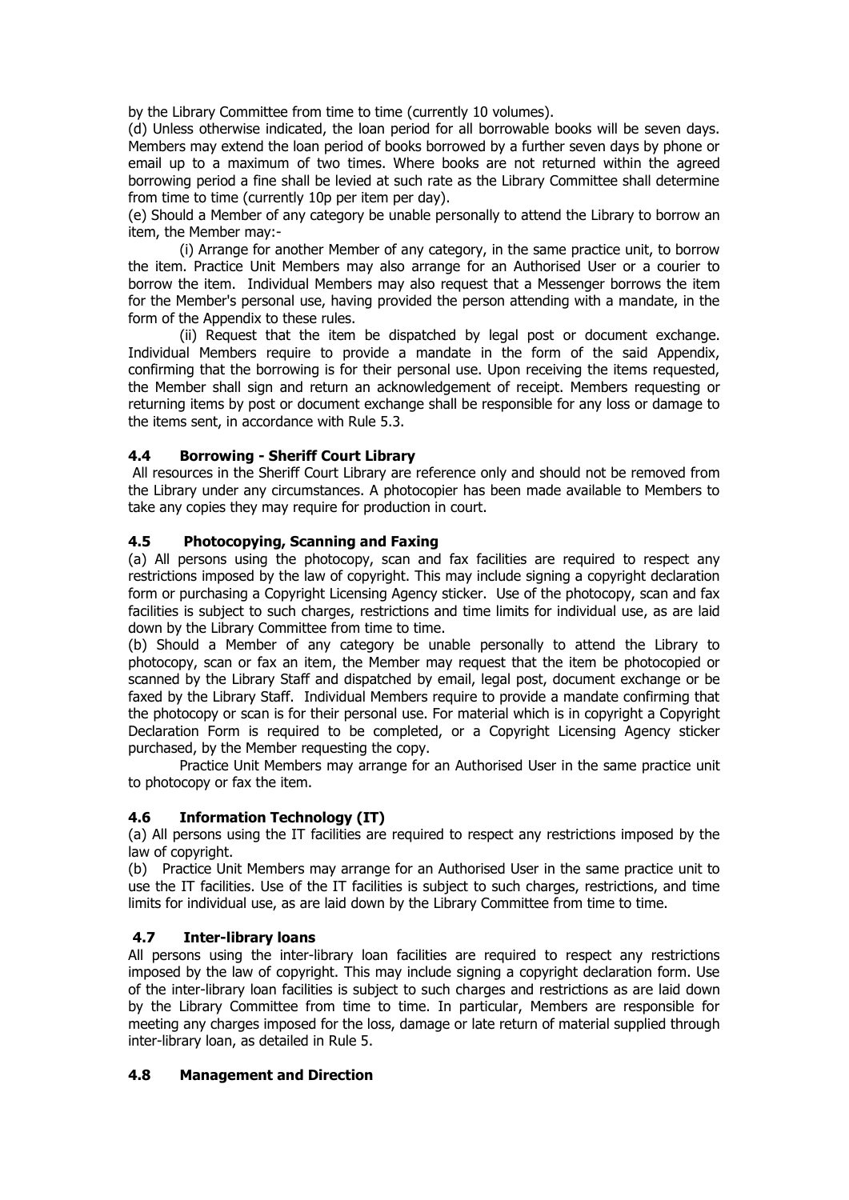by the Library Committee from time to time (currently 10 volumes).

(d) Unless otherwise indicated, the loan period for all borrowable books will be seven days. Members may extend the loan period of books borrowed by a further seven days by phone or email up to a maximum of two times. Where books are not returned within the agreed borrowing period a fine shall be levied at such rate as the Library Committee shall determine from time to time (currently 10p per item per day).

(e) Should a Member of any category be unable personally to attend the Library to borrow an item, the Member may:-

(i) Arrange for another Member of any category, in the same practice unit, to borrow the item. Practice Unit Members may also arrange for an Authorised User or a courier to borrow the item. Individual Members may also request that a Messenger borrows the item for the Member's personal use, having provided the person attending with a mandate, in the form of the Appendix to these rules.

(ii) Request that the item be dispatched by legal post or document exchange. Individual Members require to provide a mandate in the form of the said Appendix, confirming that the borrowing is for their personal use. Upon receiving the items requested, the Member shall sign and return an acknowledgement of receipt. Members requesting or returning items by post or document exchange shall be responsible for any loss or damage to the items sent, in accordance with Rule 5.3.

### 4.4 Borrowing - Sheriff Court Library

All resources in the Sheriff Court Library are reference only and should not be removed from the Library under any circumstances. A photocopier has been made available to Members to take any copies they may require for production in court.

### 4.5 Photocopying, Scanning and Faxing

(a) All persons using the photocopy, scan and fax facilities are required to respect any restrictions imposed by the law of copyright. This may include signing a copyright declaration form or purchasing a Copyright Licensing Agency sticker. Use of the photocopy, scan and fax facilities is subject to such charges, restrictions and time limits for individual use, as are laid down by the Library Committee from time to time.

(b) Should a Member of any category be unable personally to attend the Library to photocopy, scan or fax an item, the Member may request that the item be photocopied or scanned by the Library Staff and dispatched by email, legal post, document exchange or be faxed by the Library Staff. Individual Members require to provide a mandate confirming that the photocopy or scan is for their personal use. For material which is in copyright a Copyright Declaration Form is required to be completed, or a Copyright Licensing Agency sticker purchased, by the Member requesting the copy.

Practice Unit Members may arrange for an Authorised User in the same practice unit to photocopy or fax the item.

### 4.6 Information Technology (IT)

(a) All persons using the IT facilities are required to respect any restrictions imposed by the law of copyright.

(b) Practice Unit Members may arrange for an Authorised User in the same practice unit to use the IT facilities. Use of the IT facilities is subject to such charges, restrictions, and time limits for individual use, as are laid down by the Library Committee from time to time.

### 4.7 Inter-library loans

All persons using the inter-library loan facilities are required to respect any restrictions imposed by the law of copyright. This may include signing a copyright declaration form. Use of the inter-library loan facilities is subject to such charges and restrictions as are laid down by the Library Committee from time to time. In particular, Members are responsible for meeting any charges imposed for the loss, damage or late return of material supplied through inter-library loan, as detailed in Rule 5.

### 4.8 Management and Direction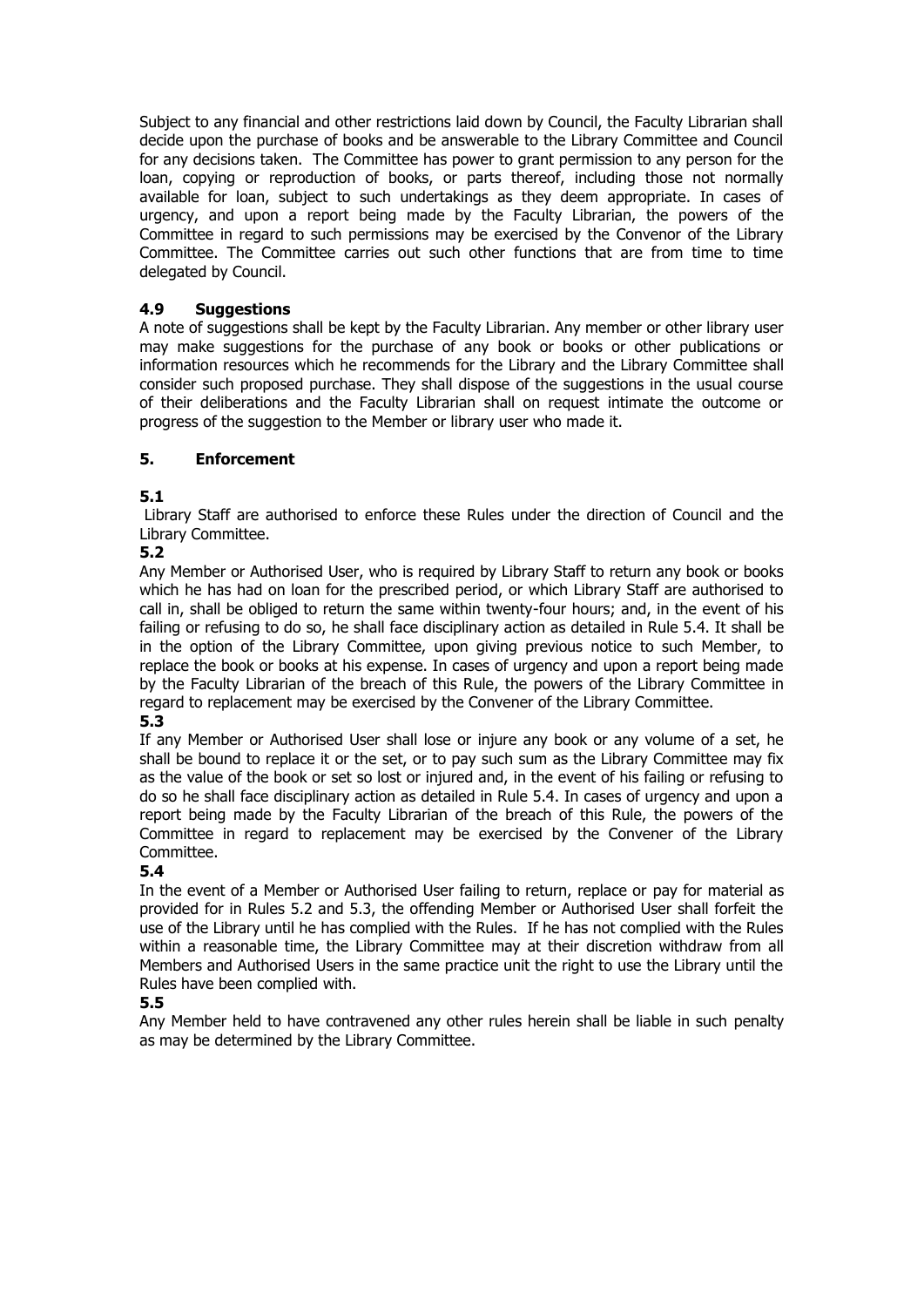Subject to any financial and other restrictions laid down by Council, the Faculty Librarian shall decide upon the purchase of books and be answerable to the Library Committee and Council for any decisions taken. The Committee has power to grant permission to any person for the loan, copying or reproduction of books, or parts thereof, including those not normally available for loan, subject to such undertakings as they deem appropriate. In cases of urgency, and upon a report being made by the Faculty Librarian, the powers of the Committee in regard to such permissions may be exercised by the Convenor of the Library Committee. The Committee carries out such other functions that are from time to time delegated by Council.

### 4.9 Suggestions

A note of suggestions shall be kept by the Faculty Librarian. Any member or other library user may make suggestions for the purchase of any book or books or other publications or information resources which he recommends for the Library and the Library Committee shall consider such proposed purchase. They shall dispose of the suggestions in the usual course of their deliberations and the Faculty Librarian shall on request intimate the outcome or progress of the suggestion to the Member or library user who made it.

## 5. Enforcement

**5.1**

Library Staff are authorised to enforce these Rules under the direction of Council and the Library Committee.

**5.2**

Any Member or Authorised User, who is required by Library Staff to return any book or books which he has had on loan for the prescribed period, or which Library Staff are authorised to call in, shall be obliged to return the same within twenty-four hours; and, in the event of his failing or refusing to do so, he shall face disciplinary action as detailed in Rule 5.4. It shall be in the option of the Library Committee, upon giving previous notice to such Member, to replace the book or books at his expense. In cases of urgency and upon a report being made by the Faculty Librarian of the breach of this Rule, the powers of the Library Committee in regard to replacement may be exercised by the Convener of the Library Committee.

**5.3**

If any Member or Authorised User shall lose or injure any book or any volume of a set, he shall be bound to replace it or the set, or to pay such sum as the Library Committee may fix as the value of the book or set so lost or injured and, in the event of his failing or refusing to do so he shall face disciplinary action as detailed in Rule 5.4. In cases of urgency and upon a report being made by the Faculty Librarian of the breach of this Rule, the powers of the Committee in regard to replacement may be exercised by the Convener of the Library Committee.

**5.4**

In the event of a Member or Authorised User failing to return, replace or pay for material as provided for in Rules 5.2 and 5.3, the offending Member or Authorised User shall forfeit the use of the Library until he has complied with the Rules. If he has not complied with the Rules within a reasonable time, the Library Committee may at their discretion withdraw from all Members and Authorised Users in the same practice unit the right to use the Library until the Rules have been complied with.

**5.5**

Any Member held to have contravened any other rules herein shall be liable in such penalty as may be determined by the Library Committee.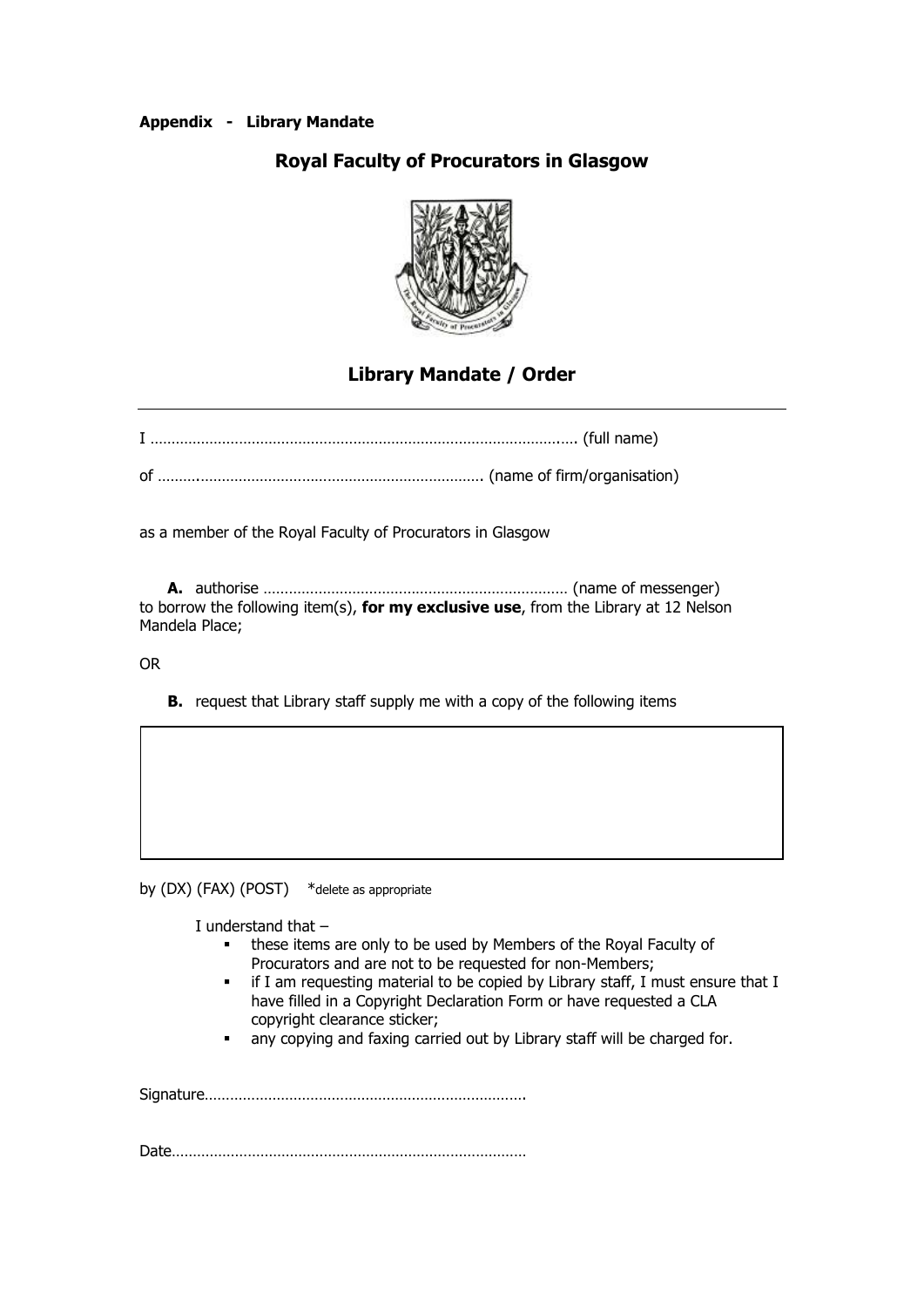**Appendix - Library Mandate**

## Royal Faculty of Procurators in Glasgow

## Library Mandate / Order

---

I …………………………………………………………………………………….. (full name)

of ………..……………………………………………………….. (name of firm/organisation)

as a member of the Royal Faculty of Procurators in Glasgow

**A.** authorise ……………………………………………………………… (name of messenger) to borrow the following item(s), **for my exclusive use**, from the Library at 12 Nelson Mandela Place;

OR

**B.** request that Library staff supply me with a copy of the following items

| |
|---|
| |

by (DX) (FAX) (POST) *delete as appropriate

I understand that –

- these items are only to be used by Members of the Royal Faculty of Procurators and are not to be requested for non-Members;
- if I am requesting material to be copied by Library staff, I must ensure that I have filled in a Copyright Declaration Form or have requested a CLA copyright clearance sticker;
- any copying and faxing carried out by Library staff will be charged for.

Signature…………………………………………………………………

Date…………………………………………………………………………